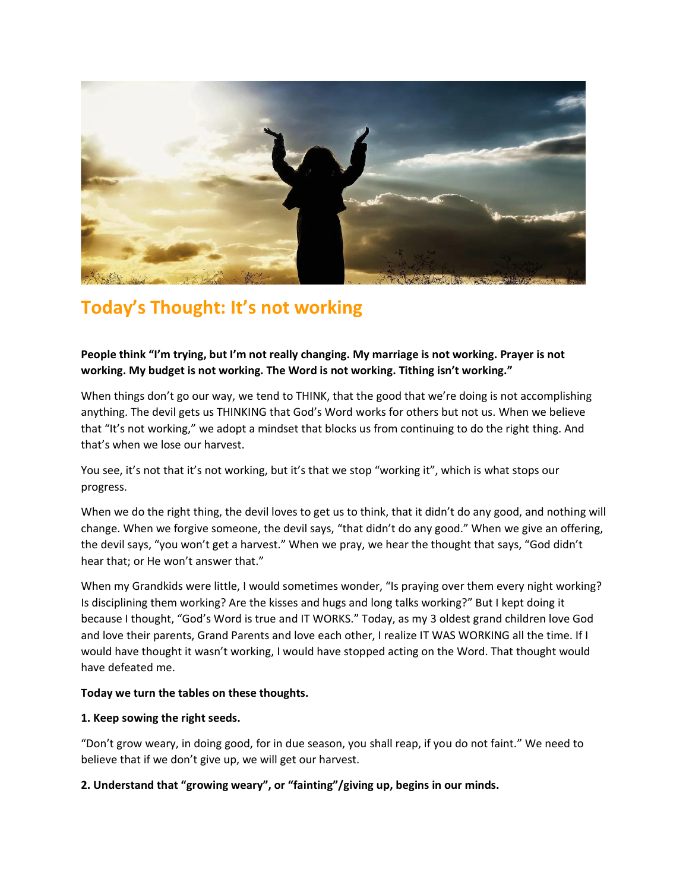## Today's Thought: It's not working

**People think "I'm trying, but I'm not really changing. My marriage is not working. Prayer is not working. My budget is not working. The Word is not working. Tithing isn't working."**

When things don't go our way, we tend to THINK, that the good that we're doing is not accomplishing anything. The devil gets us THINKING that God's Word works for others but not us. When we believe that "It's not working," we adopt a mindset that blocks us from continuing to do the right thing. And that's when we lose our harvest.

You see, it's not that it's not working, but it's that we stop "working it", which is what stops our progress.

When we do the right thing, the devil loves to get us to think, that it didn't do any good, and nothing will change. When we forgive someone, the devil says, "that didn't do any good." When we give an offering, the devil says, "you won't get a harvest." When we pray, we hear the thought that says, "God didn't hear that; or He won't answer that."

When my Grandkids were little, I would sometimes wonder, "Is praying over them every night working? Is disciplining them working? Are the kisses and hugs and long talks working?" But I kept doing it because I thought, "God's Word is true and IT WORKS." Today, as my 3 oldest grand children love God and love their parents, Grand Parents and love each other, I realize IT WAS WORKING all the time. If I would have thought it wasn't working, I would have stopped acting on the Word. That thought would have defeated me.

**Today we turn the tables on these thoughts.**

**1. Keep sowing the right seeds.**

"Don't grow weary, in doing good, for in due season, you shall reap, if you do not faint." We need to believe that if we don't give up, we will get our harvest.

**2. Understand that "growing weary", or "fainting"/giving up, begins in our minds.**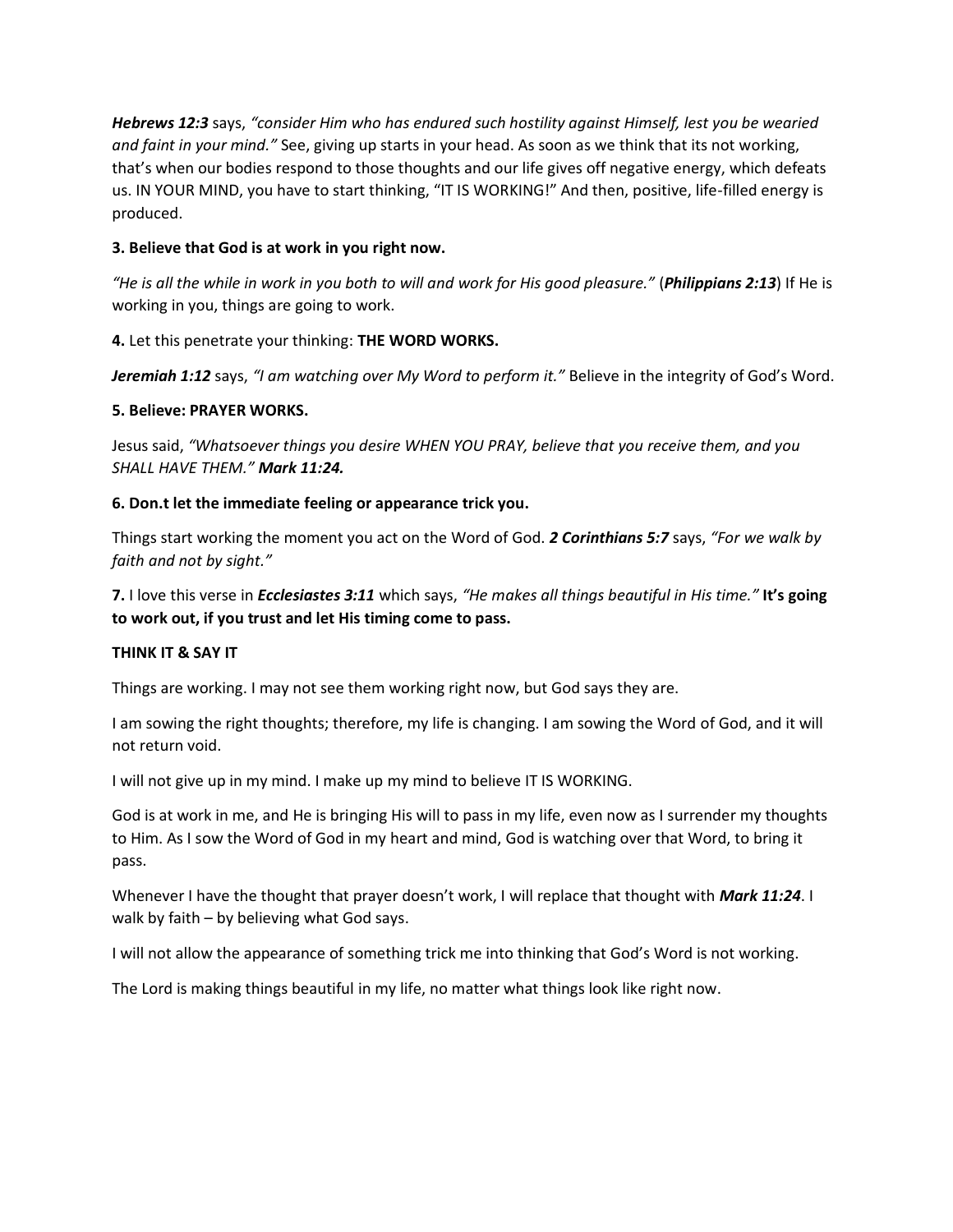***Hebrews 12:3*** says, *"consider Him who has endured such hostility against Himself, lest you be wearied and faint in your mind."* See, giving up starts in your head. As soon as we think that its not working, that's when our bodies respond to those thoughts and our life gives off negative energy, which defeats us. IN YOUR MIND, you have to start thinking, "IT IS WORKING!" And then, positive, life-filled energy is produced.

**3. Believe that God is at work in you right now.**

*"He is all the while in work in you both to will and work for His good pleasure."* (***Philippians 2:13***) If He is working in you, things are going to work.

**4.** Let this penetrate your thinking: **THE WORD WORKS.**

***Jeremiah 1:12*** says, *"I am watching over My Word to perform it."* Believe in the integrity of God's Word.

**5. Believe: PRAYER WORKS.**

Jesus said, *"Whatsoever things you desire WHEN YOU PRAY, believe that you receive them, and you SHALL HAVE THEM."* ***Mark 11:24.***

**6. Don.t let the immediate feeling or appearance trick you.**

Things start working the moment you act on the Word of God. ***2 Corinthians 5:7*** says, *"For we walk by faith and not by sight."*

**7.** I love this verse in ***Ecclesiastes 3:11*** which says, *"He makes all things beautiful in His time."* **It's going to work out, if you trust and let His timing come to pass.**

**THINK IT & SAY IT**

Things are working. I may not see them working right now, but God says they are.

I am sowing the right thoughts; therefore, my life is changing. I am sowing the Word of God, and it will not return void.

I will not give up in my mind. I make up my mind to believe IT IS WORKING.

God is at work in me, and He is bringing His will to pass in my life, even now as I surrender my thoughts to Him. As I sow the Word of God in my heart and mind, God is watching over that Word, to bring it pass.

Whenever I have the thought that prayer doesn't work, I will replace that thought with ***Mark 11:24***. I walk by faith – by believing what God says.

I will not allow the appearance of something trick me into thinking that God's Word is not working.

The Lord is making things beautiful in my life, no matter what things look like right now.